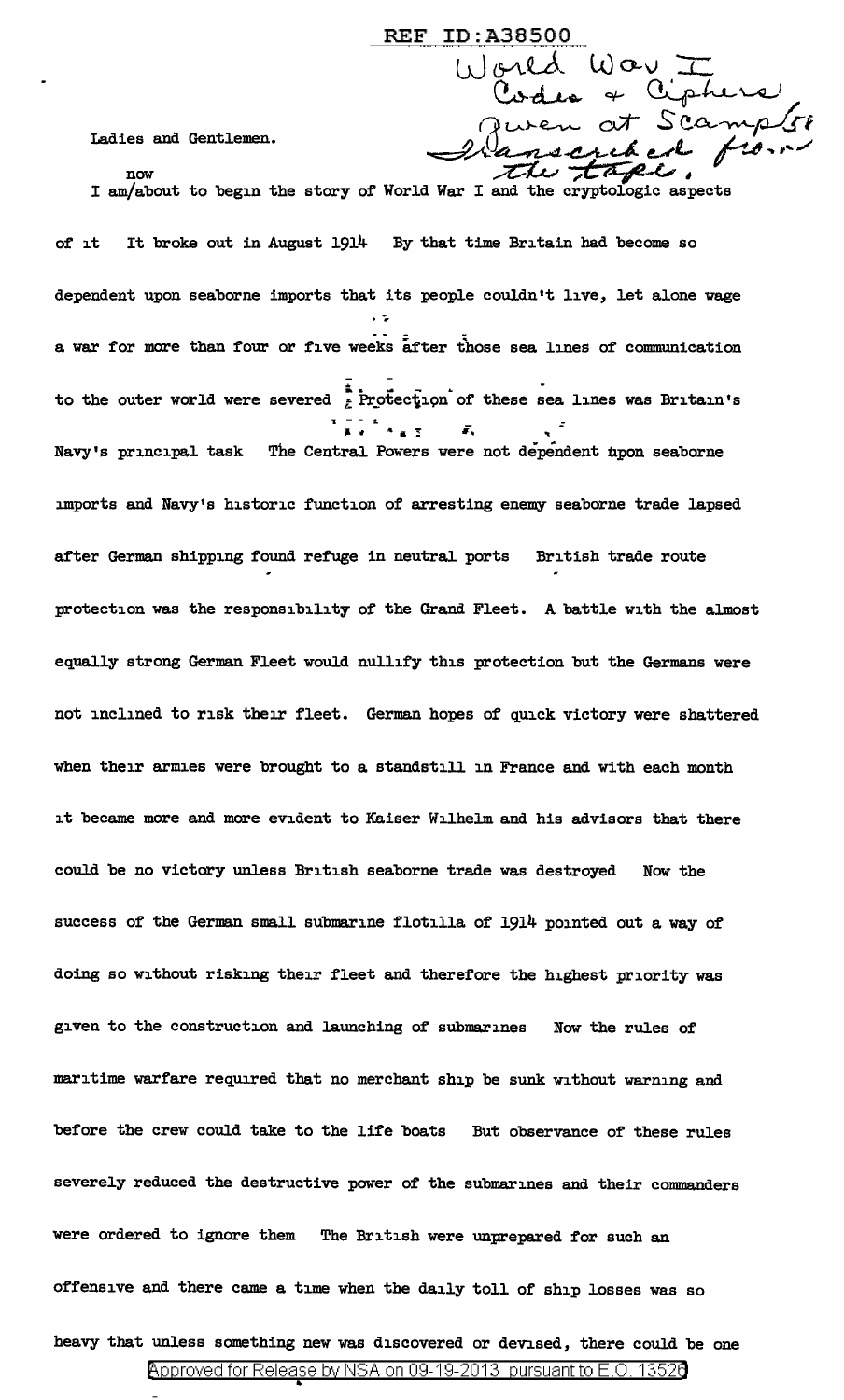REF ID:A38500

World War I
Codes & Ciphers
Given at Scamp/58
Transcribed from the tape.

Ladies and Gentlemen.

I am now about to begin the story of World War I and the cryptologic aspects of it It broke out in August 1914 By that time Britain had become so dependent upon seaborne imports that its people couldn't live, let alone wage a war for more than four or five weeks after those sea lines of communication to the outer world were severed Protection of these sea lines was Britain's Navy's principal task The Central Powers were not dependent upon seaborne imports and Navy's historic function of arresting enemy seaborne trade lapsed after German shipping found refuge in neutral ports British trade route protection was the responsibility of the Grand Fleet. A battle with the almost equally strong German Fleet would nullify this protection but the Germans were not inclined to risk their fleet. German hopes of quick victory were shattered when their armies were brought to a standstill in France and with each month it became more and more evident to Kaiser Wilhelm and his advisors that there could be no victory unless British seaborne trade was destroyed Now the success of the German small submarine flotilla of 1914 pointed out a way of doing so without risking their fleet and therefore the highest priority was given to the construction and launching of submarines Now the rules of maritime warfare required that no merchant ship be sunk without warning and before the crew could take to the life boats But observance of these rules severely reduced the destructive power of the submarines and their commanders were ordered to ignore them The British were unprepared for such an offensive and there came a time when the daily toll of ship losses was so heavy that unless something new was discovered or devised, there could be one

Approved for Release by NSA on 09-19-2013 pursuant to E.O. 13526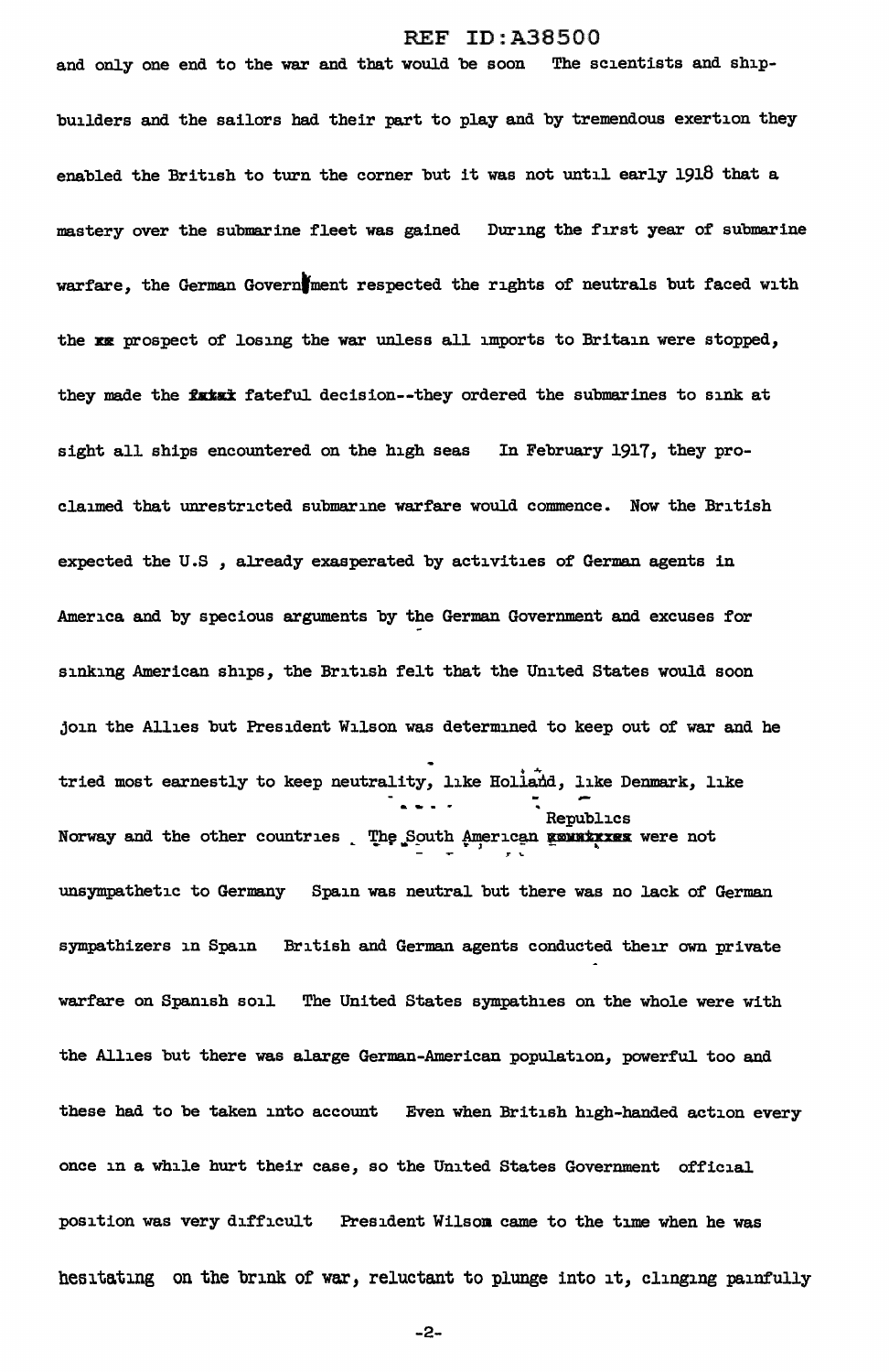and only one end to the war and that would be soon The scientists and shipbuilders and the sailors had their part to play and by tremendous exertion they enabled the British to turn the corner but it was not until early 1918 that a mastery over the submarine fleet was gained During the first year of submarine warfare, the German Government respected the rights of neutrals but faced with the prospect of losing the war unless all imports to Britain were stopped, they made the fateful decision--they ordered the submarines to sink at sight all ships encountered on the high seas In February 1917, they proclaimed that unrestricted submarine warfare would commence. Now the British expected the U.S , already exasperated by activities of German agents in America and by specious arguments by the German Government and excuses for sinking American ships, the British felt that the United States would soon join the Allies but President Wilson was determined to keep out of war and he tried most earnestly to keep neutrality, like Holland, like Denmark, like Norway and the other countries The South American Republics were not unsympathetic to Germany Spain was neutral but there was no lack of German sympathizers in Spain British and German agents conducted their own private warfare on Spanish soil The United States sympathies on the whole were with the Allies but there was alarge German-American population, powerful too and these had to be taken into account Even when British high-handed action every once in a while hurt their case, so the United States Government official position was very difficult President Wilson came to the time when he was hesitating on the brink of war, reluctant to plunge into it, clinging painfully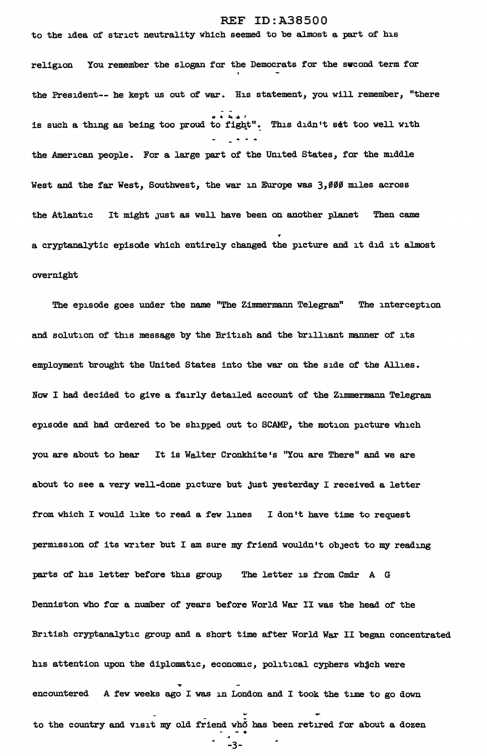to the idea of strict neutrality which seemed to be almost a part of his religion You remember the slogan for the Democrats for the second term for the President-- he kept us out of war. His statement, you will remember, "there is such a thing as being too proud to fight". This didn't set too well with the American people. For a large part of the United States, for the middle West and the far West, Southwest, the war in Europe was 3,000 miles across the Atlantic It might just as well have been on another planet Then came a cryptanalytic episode which entirely changed the picture and it did it almost overnight

The episode goes under the name "The Zimmermann Telegram" The interception and solution of this message by the British and the brilliant manner of its employment brought the United States into the war on the side of the Allies. Now I had decided to give a fairly detailed account of the Zimmermann Telegram episode and had ordered to be shipped out to SCAMP, the motion picture which you are about to hear It is Walter Cronkhite's "You are There" and we are about to see a very well-done picture but just yesterday I received a letter from which I would like to read a few lines I don't have time to request permission of its writer but I am sure my friend wouldn't object to my reading parts of his letter before this group The letter is from Cmdr A G Denniston who for a number of years before World War II was the head of the British cryptanalytic group and a short time after World War II began concentrated his attention upon the diplomatic, economic, political cyphers which were encountered A few weeks ago I was in London and I took the time to go down to the country and visit my old friend who has been retired for about a dozen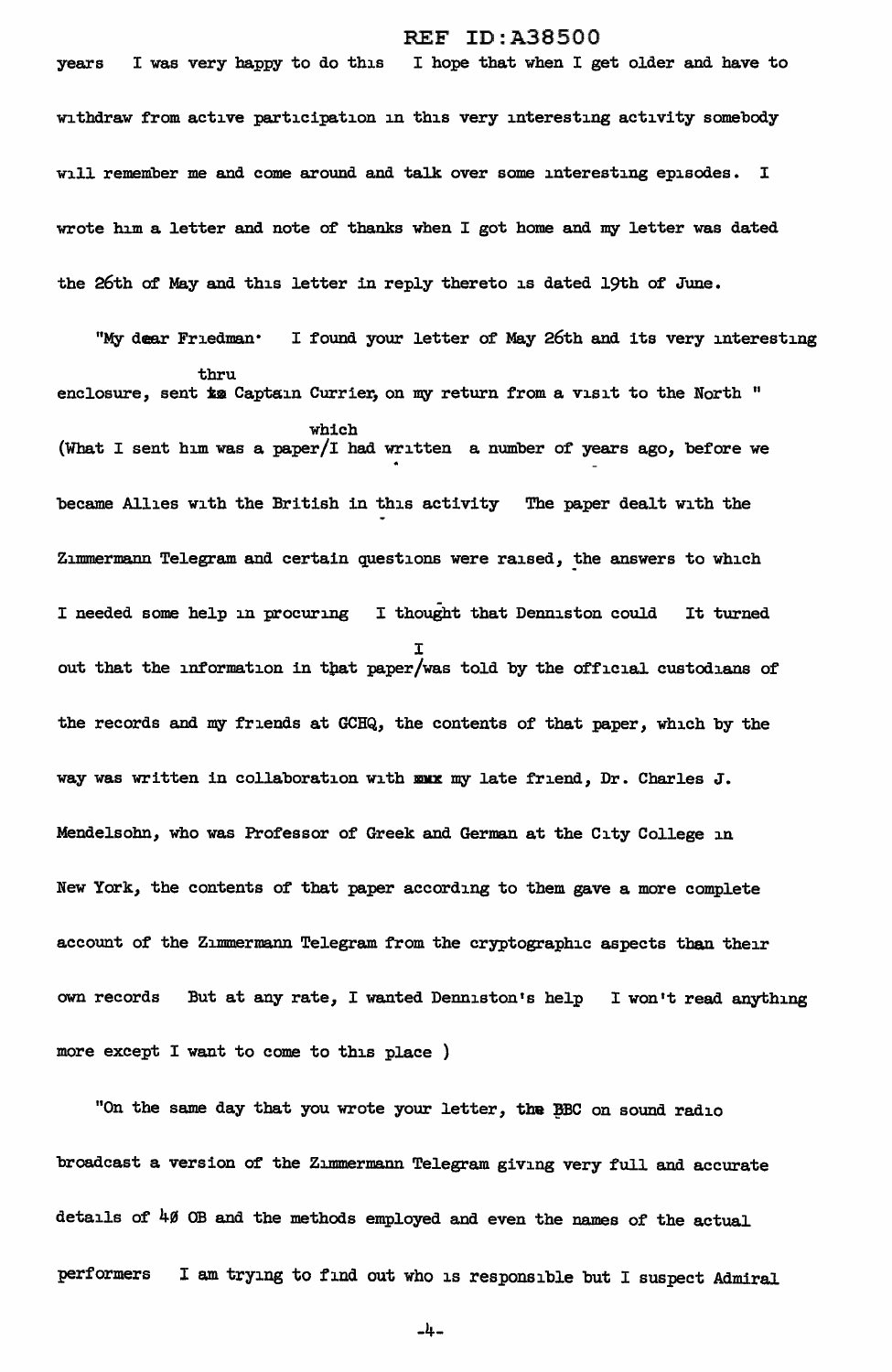years I was very happy to do this I hope that when I get older and have to withdraw from active participation in this very interesting activity somebody will remember me and come around and talk over some interesting episodes. I wrote him a letter and note of thanks when I got home and my letter was dated the 26th of May and this letter in reply thereto is dated 19th of June.

"My dear Friedman: I found your letter of May 26th and its very interesting enclosure, sent thru Captain Currier, on my return from a visit to the North " (What I sent him was a paper which I had written a number of years ago, before we became Allies with the British in this activity The paper dealt with the Zimmermann Telegram and certain questions were raised, the answers to which I needed some help in procuring I thought that Denniston could It turned out that the information in that paper I was told by the official custodians of the records and my friends at GCHQ, the contents of that paper, which by the way was written in collaboration with my late friend, Dr. Charles J. Mendelsohn, who was Professor of Greek and German at the City College in New York, the contents of that paper according to them gave a more complete account of the Zimmermann Telegram from the cryptographic aspects than their own records But at any rate, I wanted Denniston's help I won't read anything more except I want to come to this place )

"On the same day that you wrote your letter, the BBC on sound radio broadcast a version of the Zimmermann Telegram giving very full and accurate details of 40 OB and the methods employed and even the names of the actual performers I am trying to find out who is responsible but I suspect Admiral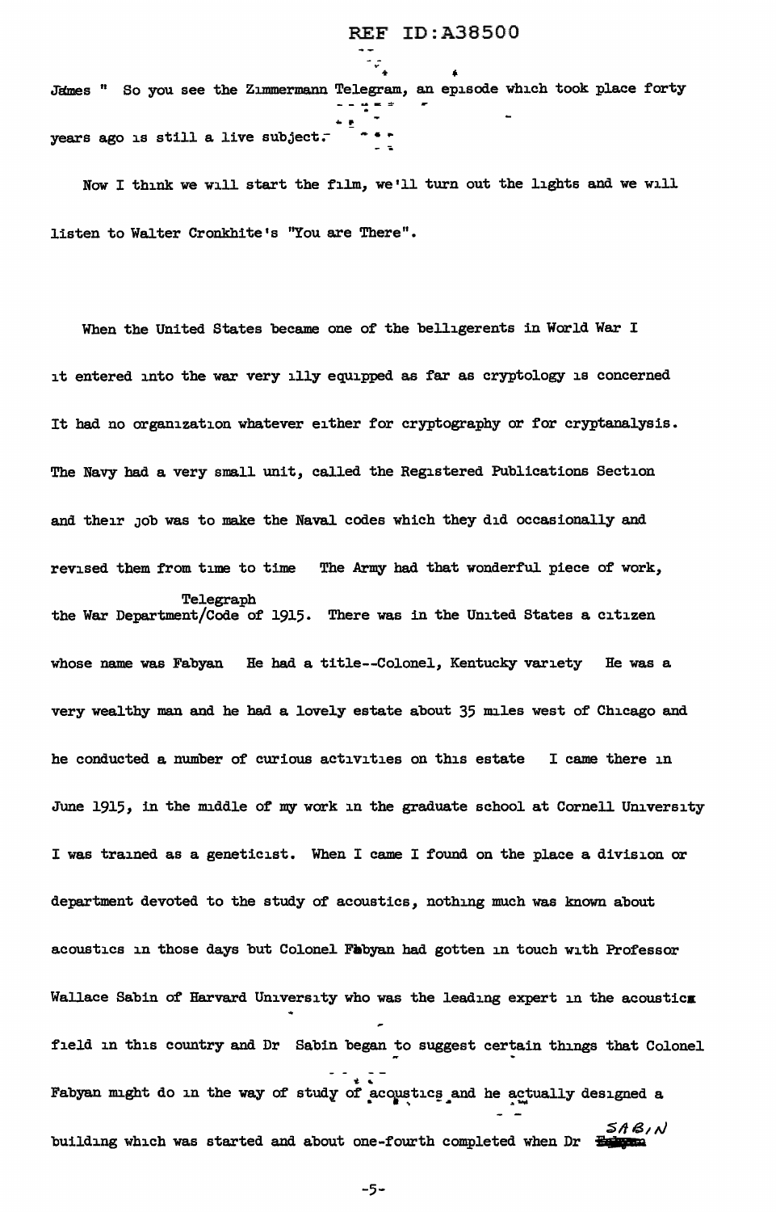James " So you see the Zimmermann Telegram, an episode which took place forty years ago is still a live subject.

Now I think we will start the film, we'll turn out the lights and we will listen to Walter Cronkhite's "You are There".

When the United States became one of the belligerents in World War I it entered into the war very illy equipped as far as cryptology is concerned It had no organization whatever either for cryptography or for cryptanalysis. The Navy had a very small unit, called the Registered Publications Section and their job was to make the Naval codes which they did occasionally and revised them from time to time The Army had that wonderful piece of work, the War Department Telegraph Code of 1915. There was in the United States a citizen whose name was Fabyan He had a title--Colonel, Kentucky variety He was a very wealthy man and he had a lovely estate about 35 miles west of Chicago and he conducted a number of curious activities on this estate I came there in June 1915, in the middle of my work in the graduate school at Cornell University I was trained as a geneticist. When I came I found on the place a division or department devoted to the study of acoustics, nothing much was known about acoustics in those days but Colonel Fabyan had gotten in touch with Professor Wallace Sabin of Harvard University who was the leading expert in the acoustics field in this country and Dr Sabin began to suggest certain things that Colonel Fabyan might do in the way of study of acoustics and he actually designed a building which was started and about one-fourth completed when Dr SABIN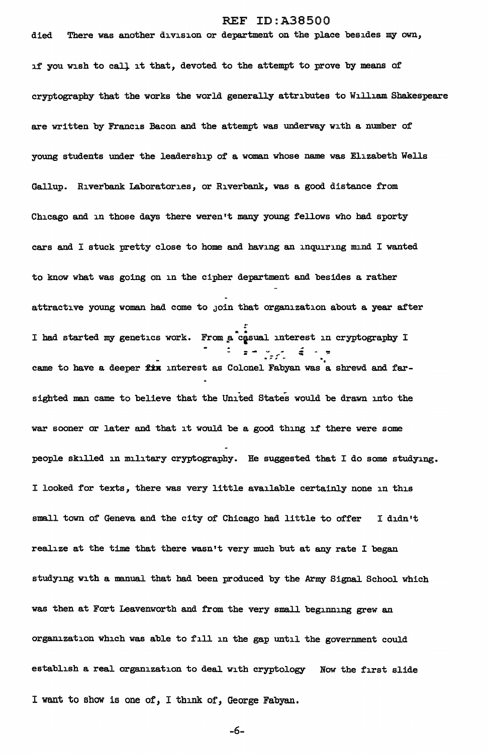died There was another division or department on the place besides my own, if you wish to call it that, devoted to the attempt to prove by means of cryptography that the works the world generally attributes to William Shakespeare are written by Francis Bacon and the attempt was underway with a number of young students under the leadership of a woman whose name was Elizabeth Wells Gallup. Riverbank Laboratories, or Riverbank, was a good distance from Chicago and in those days there weren't many young fellows who had sporty cars and I stuck pretty close to home and having an inquiring mind I wanted to know what was going on in the cipher department and besides a rather attractive young woman had come to join that organization about a year after I had started my genetics work. From a casual interest in cryptography I came to have a deeper fix interest as Colonel Fabyan was a shrewd and far-sighted man came to believe that the United States would be drawn into the war sooner or later and that it would be a good thing if there were some people skilled in military cryptography. He suggested that I do some studying. I looked for texts, there was very little available certainly none in this small town of Geneva and the city of Chicago had little to offer I didn't realize at the time that there wasn't very much but at any rate I began studying with a manual that had been produced by the Army Signal School which was then at Fort Leavenworth and from the very small beginning grew an organization which was able to fill in the gap until the government could establish a real organization to deal with cryptology Now the first slide I want to show is one of, I think of, George Fabyan.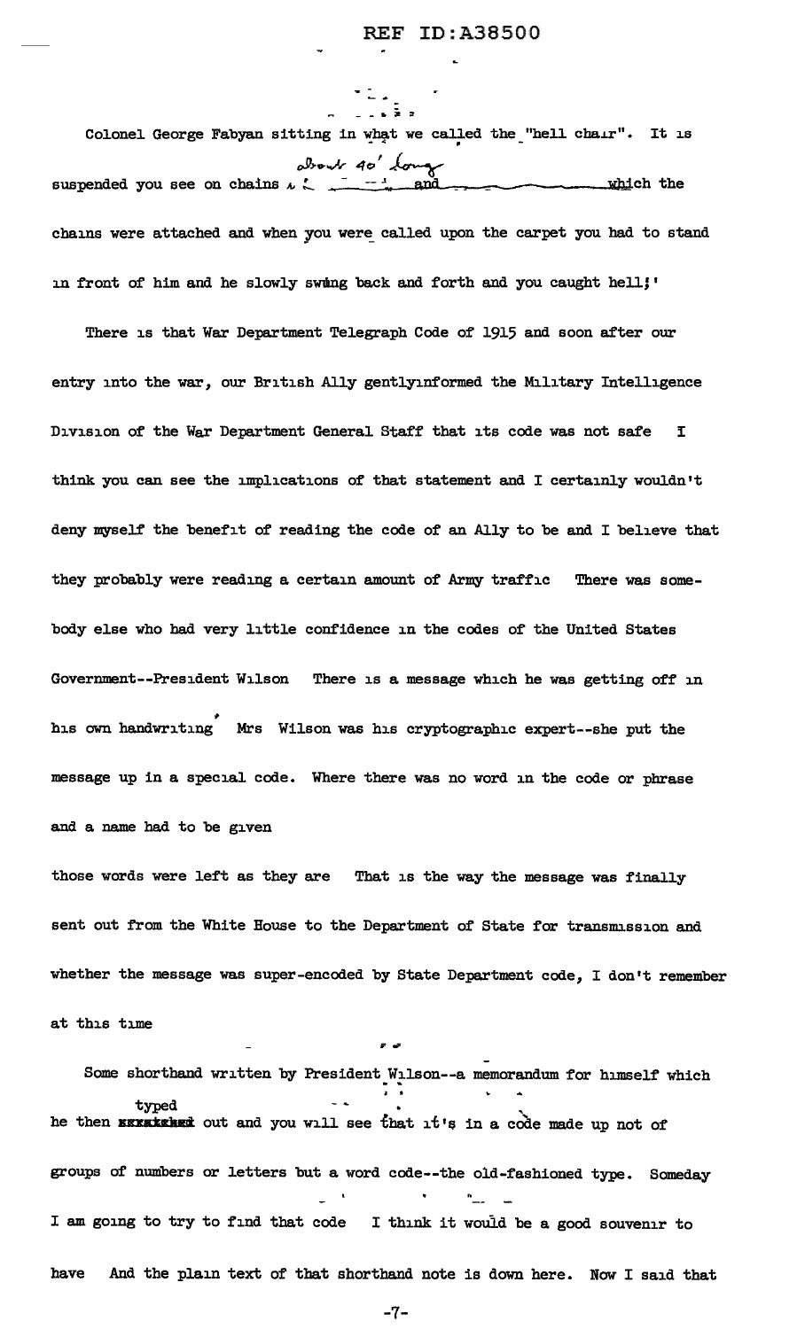Colonel George Fabyan sitting in what we called the "hell chair". It is suspended you see on chains about 40' long and which the chains were attached and when you were called upon the carpet you had to stand in front of him and he slowly swung back and forth and you caught hell!'

There is that War Department Telegraph Code of 1915 and soon after our entry into the war, our British Ally gently informed the Military Intelligence Division of the War Department General Staff that its code was not safe I think you can see the implications of that statement and I certainly wouldn't deny myself the benefit of reading the code of an Ally to be and I believe that they probably were reading a certain amount of Army traffic There was somebody else who had very little confidence in the codes of the United States Government--President Wilson There is a message which he was getting off in his own handwriting Mrs Wilson was his cryptographic expert--she put the message up in a special code. Where there was no word in the code or phrase and a name had to be given

those words were left as they are That is the way the message was finally sent out from the White House to the Department of State for transmission and whether the message was super-encoded by State Department code, I don't remember at this time

Some shorthand written by President Wilson--a memorandum for himself which he then typed out and you will see that it's in a code made up not of groups of numbers or letters but a word code--the old-fashioned type. Someday I am going to try to find that code I think it would be a good souvenir to have And the plain text of that shorthand note is down here. Now I said that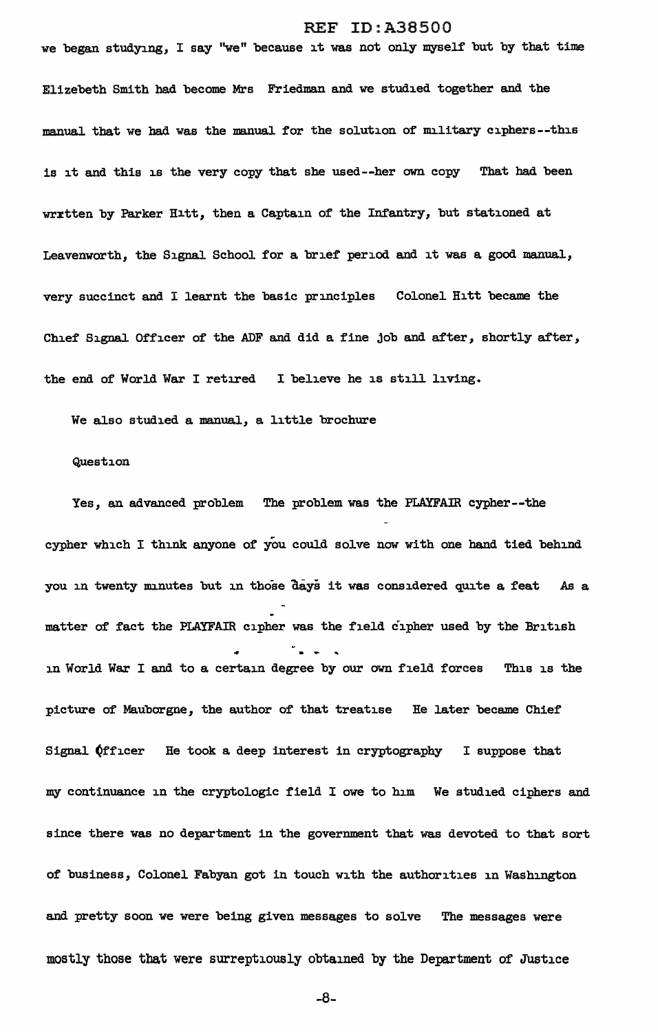we began studying, I say "we" because it was not only myself but by that time Elizebeth Smith had become Mrs Friedman and we studied together and the manual that we had was the manual for the solution of military ciphers--this is it and this is the very copy that she used--her own copy That had been wrxtten by Parker Hitt, then a Captain of the Infantry, but stationed at Leavenworth, the Signal School for a brief period and it was a good manual, very succinct and I learnt the basic principles Colonel Hitt became the Chief Signal Officer of the ADF and did a fine job and after, shortly after, the end of World War I retired I believe he is still living.

We also studied a manual, a little brochure

Question

Yes, an advanced problem The problem was the PLAYFAIR cypher--the cypher which I think anyone of you could solve now with one hand tied behind you in twenty minutes but in those days it was considered quite a feat As a matter of fact the PLAYFAIR cipher was the field cipher used by the British in World War I and to a certain degree by our own field forces This is the picture of Mauborgne, the author of that treatise He later became Chief Signal Officer He took a deep interest in cryptography I suppose that my continuance in the cryptologic field I owe to him We studied ciphers and since there was no department in the government that was devoted to that sort of business, Colonel Fabyan got in touch with the authorities in Washington and pretty soon we were being given messages to solve The messages were mostly those that were surreptiously obtained by the Department of Justice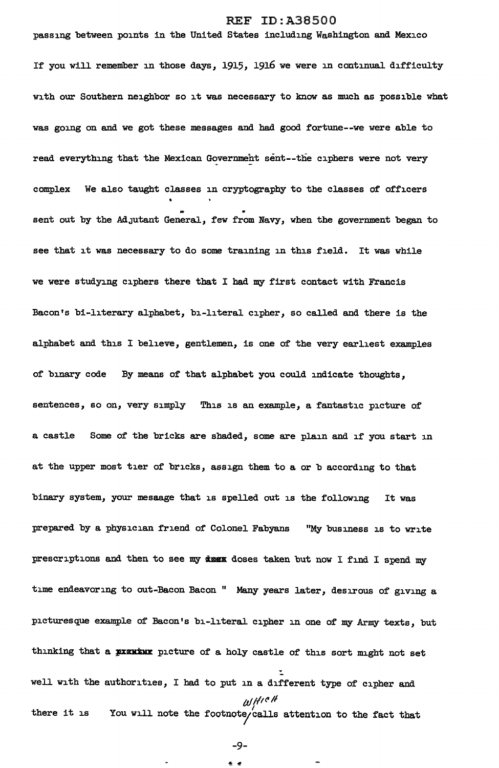passing between points in the United States including Washington and Mexico If you will remember in those days, 1915, 1916 we were in continual difficulty with our Southern neighbor so it was necessary to know as much as possible what was going on and we got these messages and had good fortune--we were able to read everything that the Mexican Government sent--the ciphers were not very complex We also taught classes in cryptography to the classes of officers sent out by the Adjutant General, few from Navy, when the government began to see that it was necessary to do some training in this field. It was while we were studying ciphers there that I had my first contact with Francis Bacon's bi-literary alphabet, bi-literal cipher, so called and there is the alphabet and this I believe, gentlemen, is one of the very earliest examples of binary code By means of that alphabet you could indicate thoughts, sentences, so on, very simply This is an example, a fantastic picture of a castle Some of the bricks are shaded, some are plain and if you start in at the upper most tier of bricks, assign them to a or b according to that binary system, your message that is spelled out is the following It was prepared by a physician friend of Colonel Fabyans "My business is to write prescriptions and then to see my ~~doses~~ doses taken but now I find I spend my time endeavoring to out-Bacon Bacon " Many years later, desirous of giving a picturesque example of Bacon's bi-literal cipher in one of my Army texts, but thinking that a ~~picture~~ picture of a holy castle of this sort might not set well with the authorities, I had to put in a different type of cipher and there it is You will note the footnote which calls attention to the fact that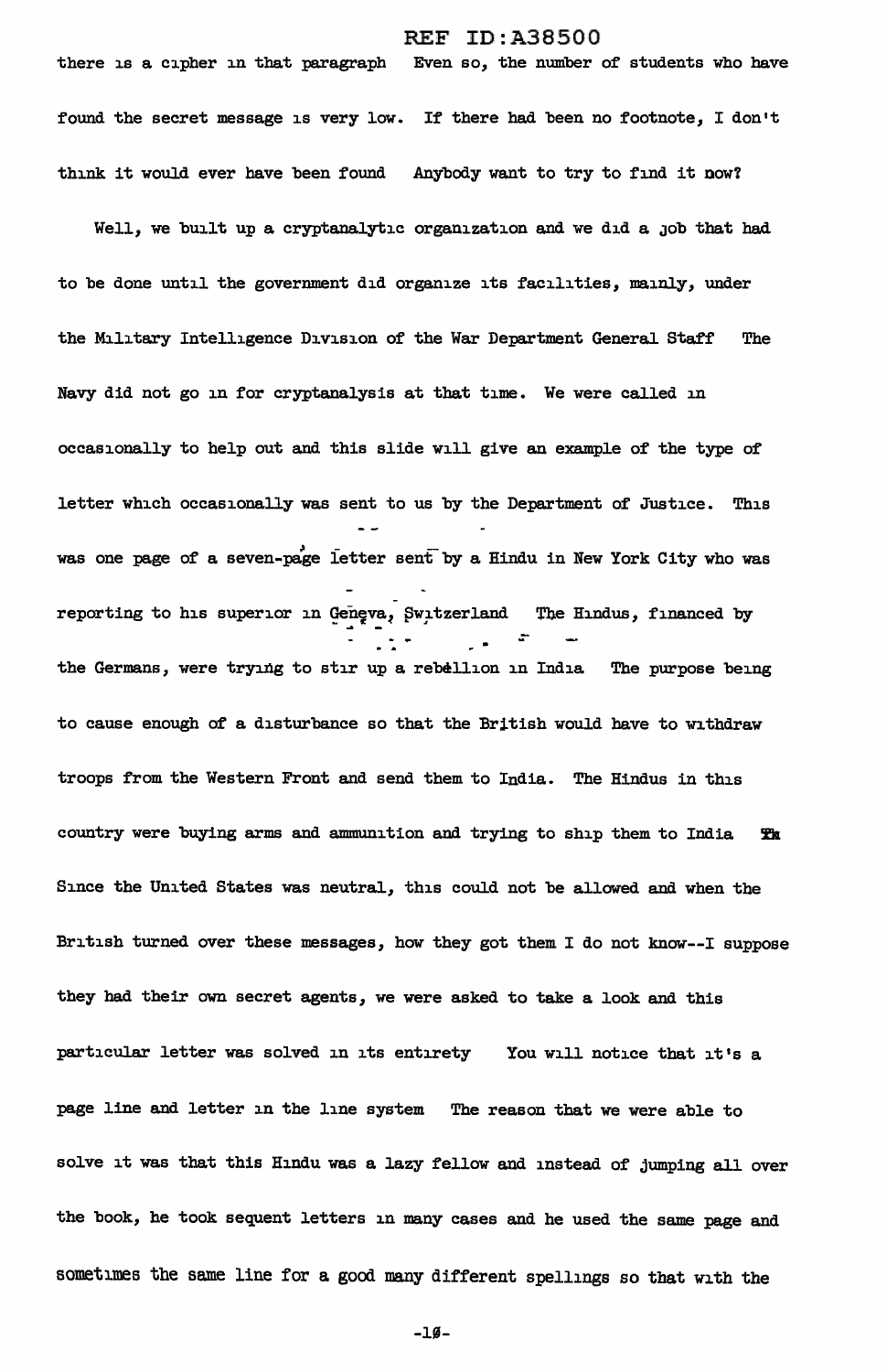there is a cipher in that paragraph Even so, the number of students who have found the secret message is very low. If there had been no footnote, I don't think it would ever have been found Anybody want to try to find it now?

Well, we built up a cryptanalytic organization and we did a job that had to be done until the government did organize its facilities, mainly, under the Military Intelligence Division of the War Department General Staff The Navy did not go in for cryptanalysis at that time. We were called in occasionally to help out and this slide will give an example of the type of letter which occasionally was sent to us by the Department of Justice. This was one page of a seven-page letter sent by a Hindu in New York City who was reporting to his superior in Geneva, Switzerland The Hindus, financed by the Germans, were trying to stir up a rebellion in India The purpose being to cause enough of a disturbance so that the British would have to withdraw troops from the Western Front and send them to India. The Hindus in this country were buying arms and ammunition and trying to ship them to India Since the United States was neutral, this could not be allowed and when the British turned over these messages, how they got them I do not know--I suppose they had their own secret agents, we were asked to take a look and this particular letter was solved in its entirety You will notice that it's a page line and letter in the line system The reason that we were able to solve it was that this Hindu was a lazy fellow and instead of jumping all over the book, he took sequent letters in many cases and he used the same page and sometimes the same line for a good many different spellings so that with the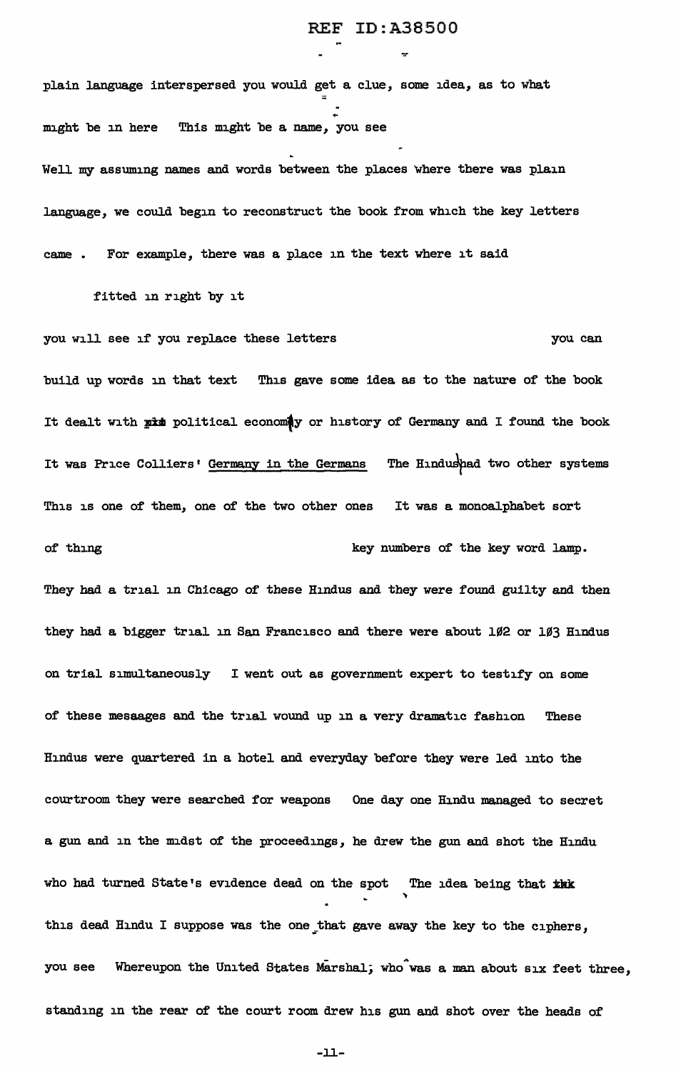plain language interspersed you would get a clue, some idea, as to what might be in here This might be a name, you see

Well my assuming names and words between the places where there was plain language, we could begin to reconstruct the book from which the key letters came . For example, there was a place in the text where it said

fitted in right by it

you will see if you replace these letters you can build up words in that text This gave some idea as to the nature of the book It dealt with ~~pix~~ political economy or history of Germany and I found the book It was Price Colliers' Germany in the Germans The Hindus had two other systems This is one of them, one of the two other ones It was a monoalphabet sort of thing key numbers of the key word lamp.

They had a trial in Chicago of these Hindus and they were found guilty and then they had a bigger trial in San Francisco and there were about 102 or 103 Hindus on trial simultaneously I went out as government expert to testify on some of these mesaages and the trial wound up in a very dramatic fashion These Hindus were quartered in a hotel and everyday before they were led into the courtroom they were searched for weapons One day one Hindu managed to secret a gun and in the midst of the proceedings, he drew the gun and shot the Hindu who had turned State's evidence dead on the spot The idea being that ~~thk~~ this dead Hindu I suppose was the one that gave away the key to the ciphers, you see Whereupon the United States Marshal, who was a man about six feet three, standing in the rear of the court room drew his gun and shot over the heads of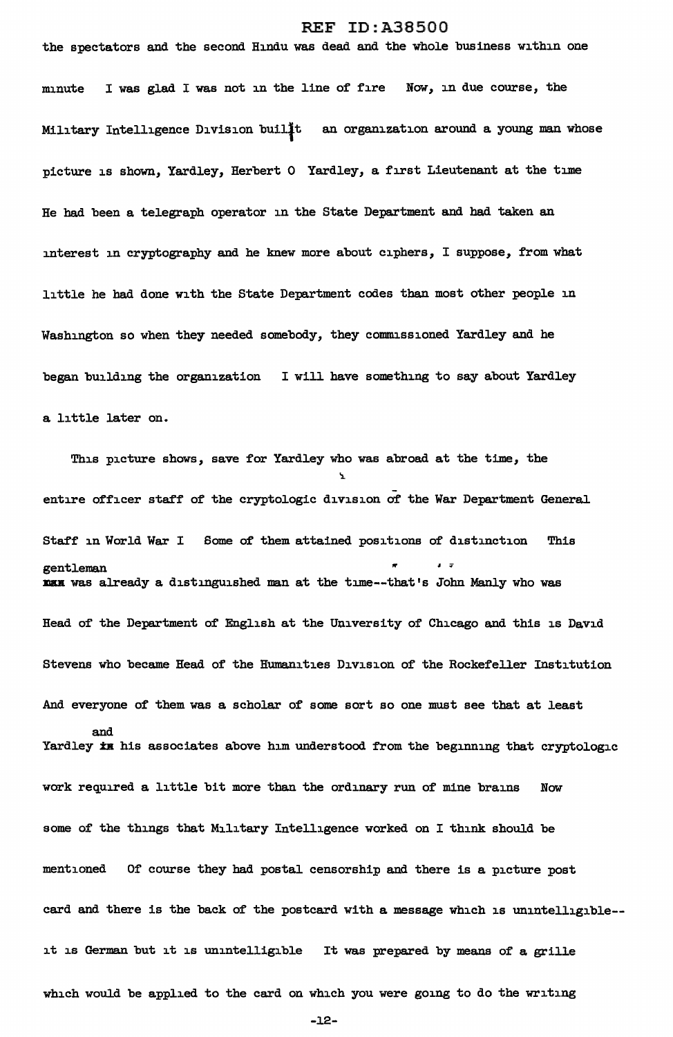the spectators and the second Hindu was dead and the whole business within one minute I was glad I was not in the line of fire Now, in due course, the Military Intelligence Division built an organization around a young man whose picture is shown, Yardley, Herbert O Yardley, a first Lieutenant at the time He had been a telegraph operator in the State Department and had taken an interest in cryptography and he knew more about ciphers, I suppose, from what little he had done with the State Department codes than most other people in Washington so when they needed somebody, they commissioned Yardley and he began building the organization I will have something to say about Yardley a little later on.

This picture shows, save for Yardley who was abroad at the time, the entire officer staff of the cryptologic division of the War Department General Staff in World War I Some of them attained positions of distinction This gentleman was already a distinguished man at the time--that's John Manly who was Head of the Department of English at the University of Chicago and this is David Stevens who became Head of the Humanities Division of the Rockefeller Institution And everyone of them was a scholar of some sort so one must see that at least Yardley and his associates above him understood from the beginning that cryptologic work required a little bit more than the ordinary run of mine brains Now some of the things that Military Intelligence worked on I think should be mentioned Of course they had postal censorship and there is a picture post card and there is the back of the postcard with a message which is unintelligible--it is German but it is unintelligible It was prepared by means of a grille which would be applied to the card on which you were going to do the writing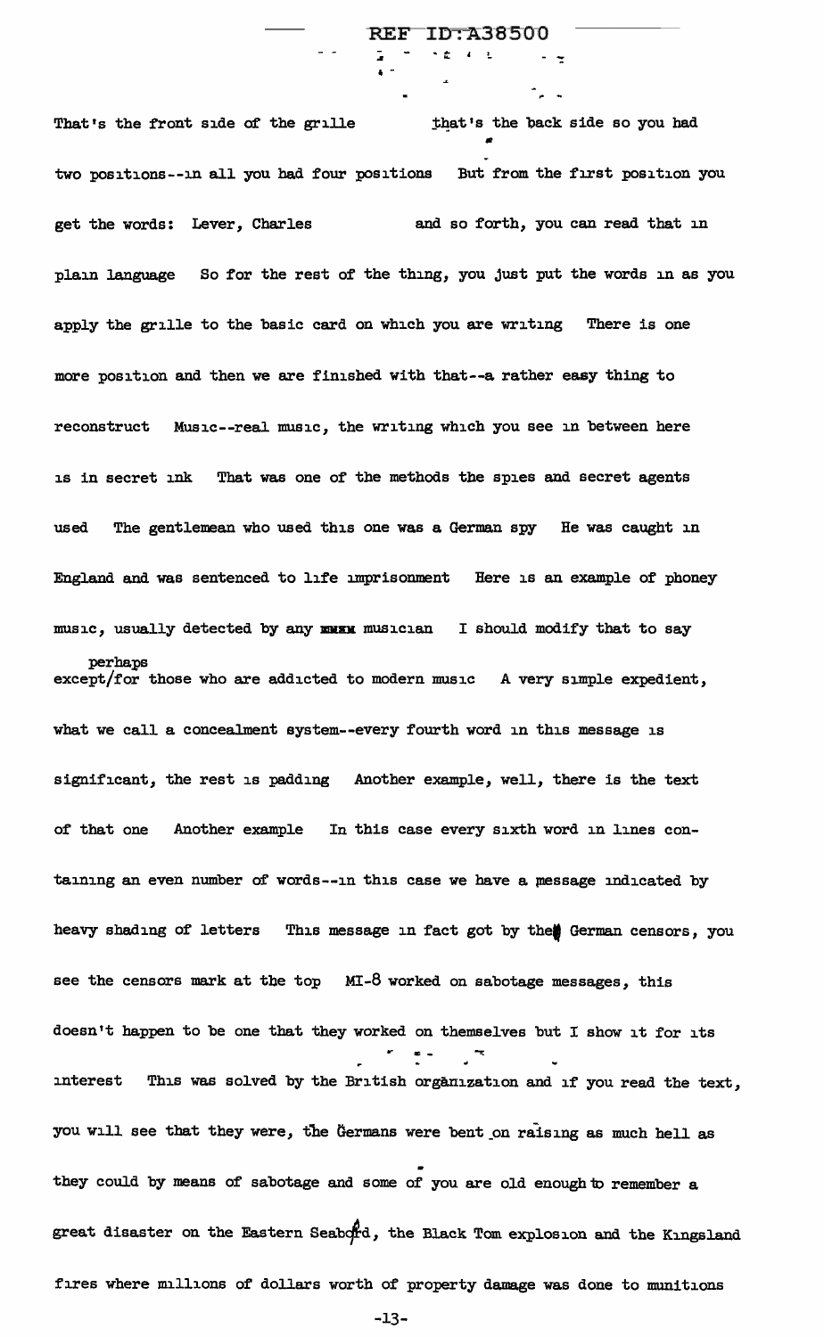That's the front side of the grille that's the back side so you had two positions--in all you had four positions But from the first position you get the words: Lever, Charles and so forth, you can read that in plain language So for the rest of the thing, you just put the words in as you apply the grille to the basic card on which you are writing There is one more position and then we are finished with that--a rather easy thing to reconstruct Music--real music, the writing which you see in between here is in secret ink That was one of the methods the spies and secret agents used The gentlemean who used this one was a German spy He was caught in England and was sentenced to life imprisonment Here is an example of phoney music, usually detected by any musician I should modify that to say except perhaps for those who are addicted to modern music A very simple expedient, what we call a concealment system--every fourth word in this message is significant, the rest is padding Another example, well, there is the text of that one Another example In this case every sixth word in lines containing an even number of words--in this case we have a message indicated by heavy shading of letters This message in fact got by the German censors, you see the censors mark at the top MI-8 worked on sabotage messages, this doesn't happen to be one that they worked on themselves but I show it for its interest This was solved by the British organization and if you read the text, you will see that they were, the Germans were bent on raising as much hell as they could by means of sabotage and some of you are old enough to remember a great disaster on the Eastern Seaboard, the Black Tom explosion and the Kingsland fires where millions of dollars worth of property damage was done to munitions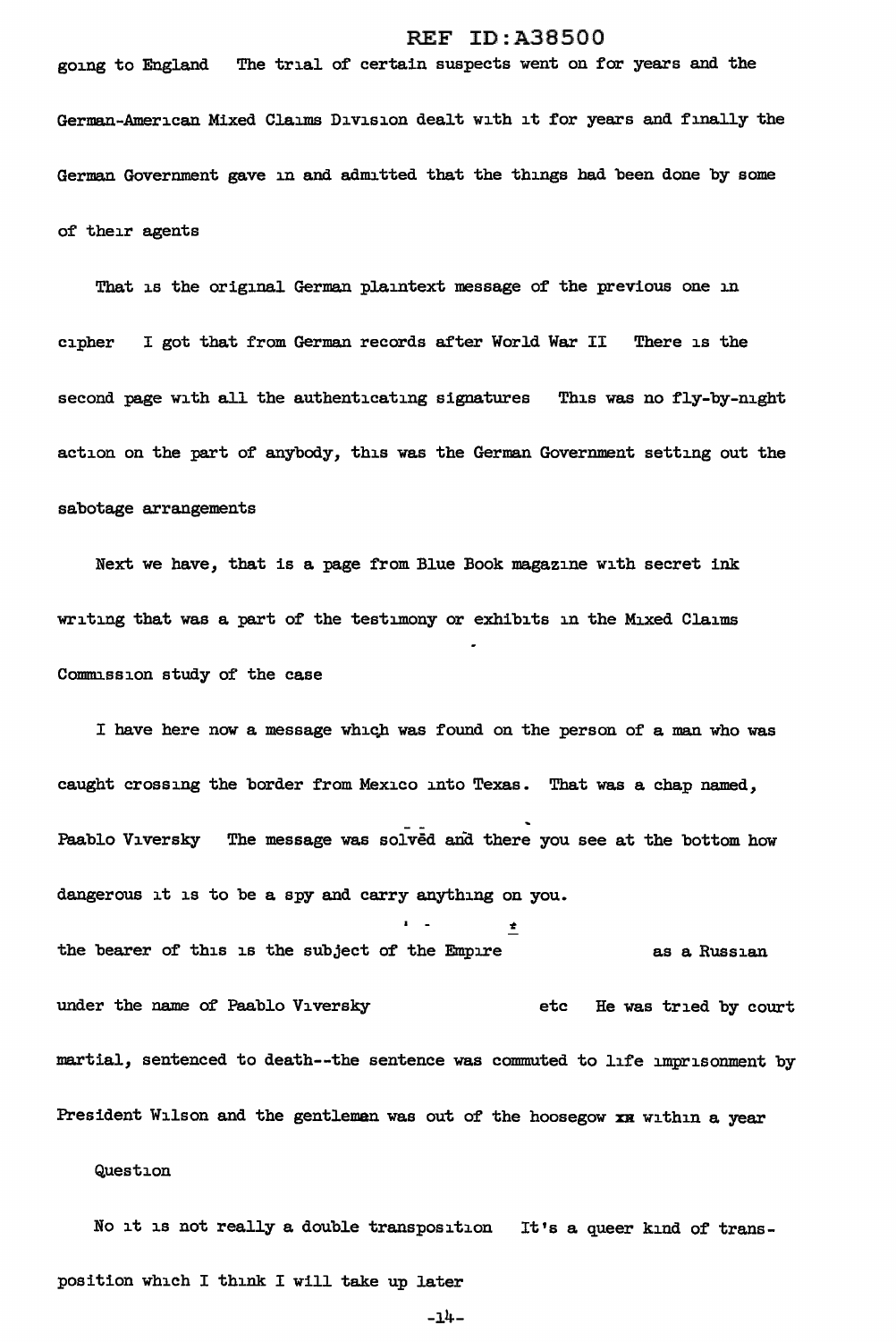going to England The trial of certain suspects went on for years and the German-American Mixed Claims Division dealt with it for years and finally the German Government gave in and admitted that the things had been done by some of their agents

That is the original German plaintext message of the previous one in cipher I got that from German records after World War II There is the second page with all the authenticating signatures This was no fly-by-night action on the part of anybody, this was the German Government setting out the sabotage arrangements

Next we have, that is a page from Blue Book magazine with secret ink writing that was a part of the testimony or exhibits in the Mixed Claims Commission study of the case

I have here now a message which was found on the person of a man who was caught crossing the border from Mexico into Texas. That was a chap named, Paablo Viversky The message was solved and there you see at the bottom how dangerous it is to be a spy and carry anything on you.

the bearer of this is the subject of the Empire as a Russian under the name of Paablo Viversky etc He was tried by court martial, sentenced to death--the sentence was commuted to life imprisonment by President Wilson and the gentleman was out of the hoosegow xx within a year

Question

No it is not really a double transposition It's a queer kind of transposition which I think I will take up later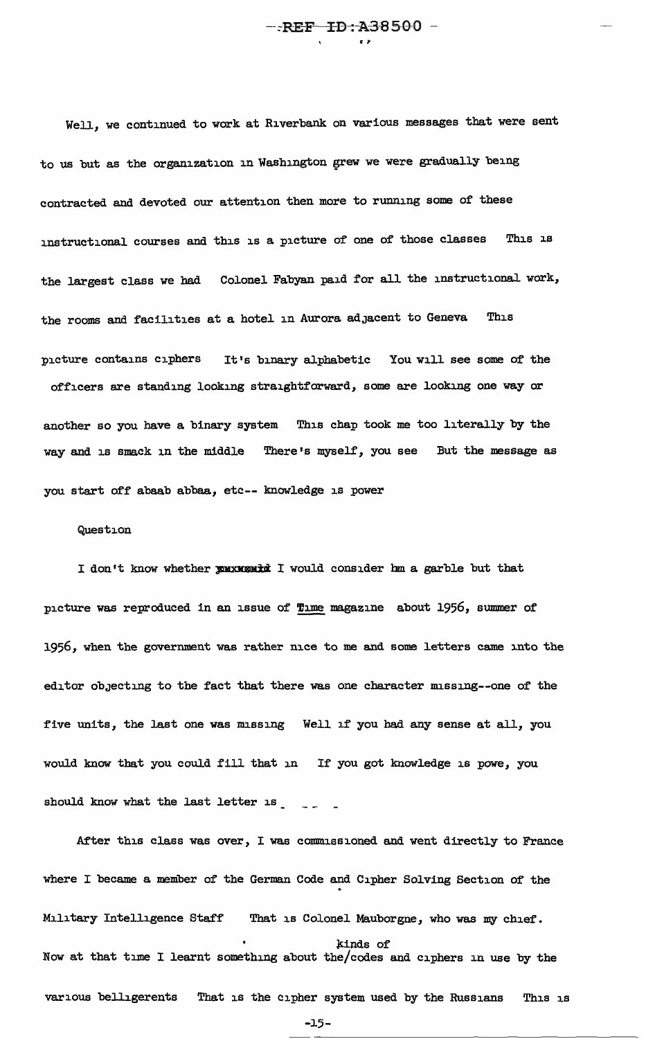Well, we continued to work at Riverbank on various messages that were sent to us but as the organization in Washington grew we were gradually being contracted and devoted our attention then more to running some of these instructional courses and this is a picture of one of those classes This is the largest class we had Colonel Fabyan paid for all the instructional work, the rooms and facilities at a hotel in Aurora adjacent to Geneva This picture contains ciphers It's binary alphabetic You will see some of the officers are standing looking straightforward, some are looking one way or another so you have a binary system This chap took me too literally by the way and is smack in the middle There's myself, you see But the message as you start off abaab abbaa, etc-- knowledge is power

Question

I don't know whether ~~xxxxxxx~~ I would consider hm a garble but that picture was reproduced in an issue of *Time* magazine about 1956, summer of 1956, when the government was rather nice to me and some letters came into the editor objecting to the fact that there was one character missing--one of the five units, the last one was missing Well if you had any sense at all, you would know that you could fill that in If you got knowledge is powe, you should know what the last letter is

After this class was over, I was commissioned and went directly to France where I became a member of the German Code and Cipher Solving Section of the Military Intelligence Staff That is Colonel Mauborgne, who was my chief. Now at that time I learnt something about the/kinds of codes and ciphers in use by the various belligerents That is the cipher system used by the Russians This is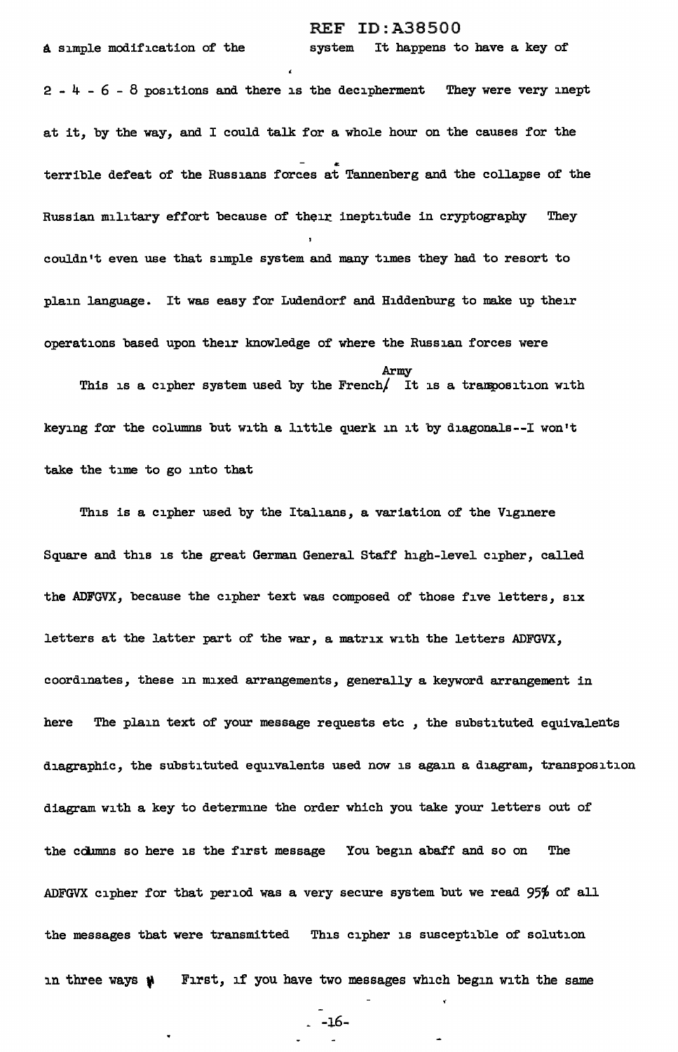a simple modification of the system It happens to have a key of 2 - 4 - 6 - 8 positions and there is the decipherment They were very inept at it, by the way, and I could talk for a whole hour on the causes for the terrible defeat of the Russians forces at Tannenberg and the collapse of the Russian military effort because of their ineptitude in cryptography They couldn't even use that simple system and many times they had to resort to plain language. It was easy for Ludendorf and Hiddenburg to make up their operations based upon their knowledge of where the Russian forces were

This is a cipher system used by the French Army It is a transposition with keying for the columns but with a little querk in it by diagonals--I won't take the time to go into that

This is a cipher used by the Italians, a variation of the Viginere Square and this is the great German General Staff high-level cipher, called the ADFGVX, because the cipher text was composed of those five letters, six letters at the latter part of the war, a matrix with the letters ADFGVX, coordinates, these in mixed arrangements, generally a keyword arrangement in here The plain text of your message requests etc , the substituted equivalents diagraphic, the substituted equivalents used now is again a diagram, transposition diagram with a key to determine the order which you take your letters out of the columns so here is the first message You begin abaff and so on The ADFGVX cipher for that period was a very secure system but we read 95% of all the messages that were transmitted This cipher is susceptible of solution in three ways First, if you have two messages which begin with the same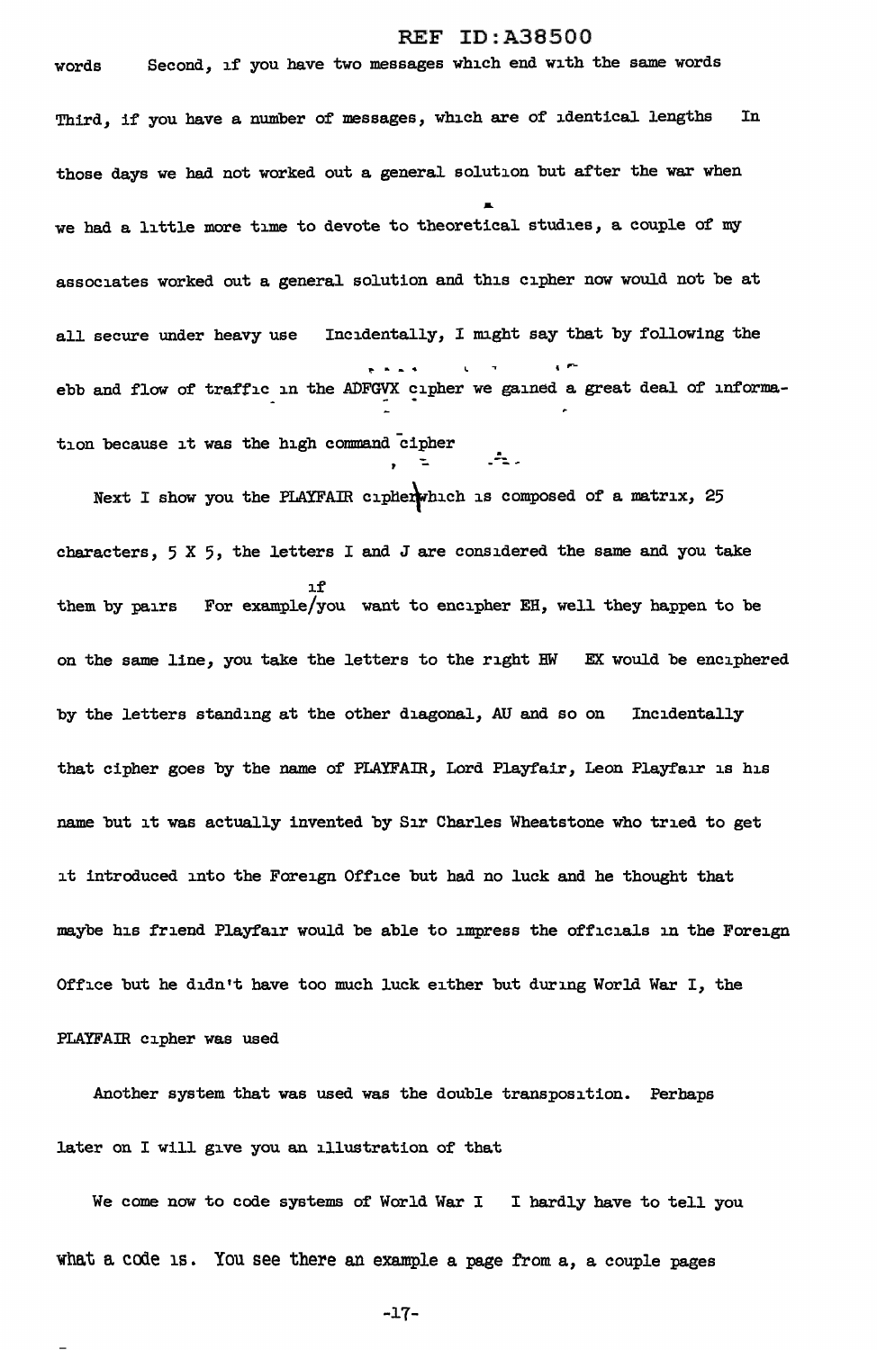words Second, if you have two messages which end with the same words Third, if you have a number of messages, which are of identical lengths In those days we had not worked out a general solution but after the war when we had a little more time to devote to theoretical studies, a couple of my associates worked out a general solution and this cipher now would not be at all secure under heavy use Incidentally, I might say that by following the ebb and flow of traffic in the ADFGVX cipher we gained a great deal of information because it was the high command cipher

Next I show you the PLAYFAIR cipher which is composed of a matrix, 25 characters, 5 X 5, the letters I and J are considered the same and you take them by pairs For example/if you want to encipher EH, well they happen to be on the same line, you take the letters to the right HW EX would be enciphered by the letters standing at the other diagonal, AU and so on Incidentally that cipher goes by the name of PLAYFAIR, Lord Playfair, Leon Playfair is his name but it was actually invented by Sir Charles Wheatstone who tried to get it introduced into the Foreign Office but had no luck and he thought that maybe his friend Playfair would be able to impress the officials in the Foreign Office but he didn't have too much luck either but during World War I, the PLAYFAIR cipher was used

Another system that was used was the double transposition. Perhaps later on I will give you an illustration of that

We come now to code systems of World War I I hardly have to tell you what a code is. You see there an example a page from a, a couple pages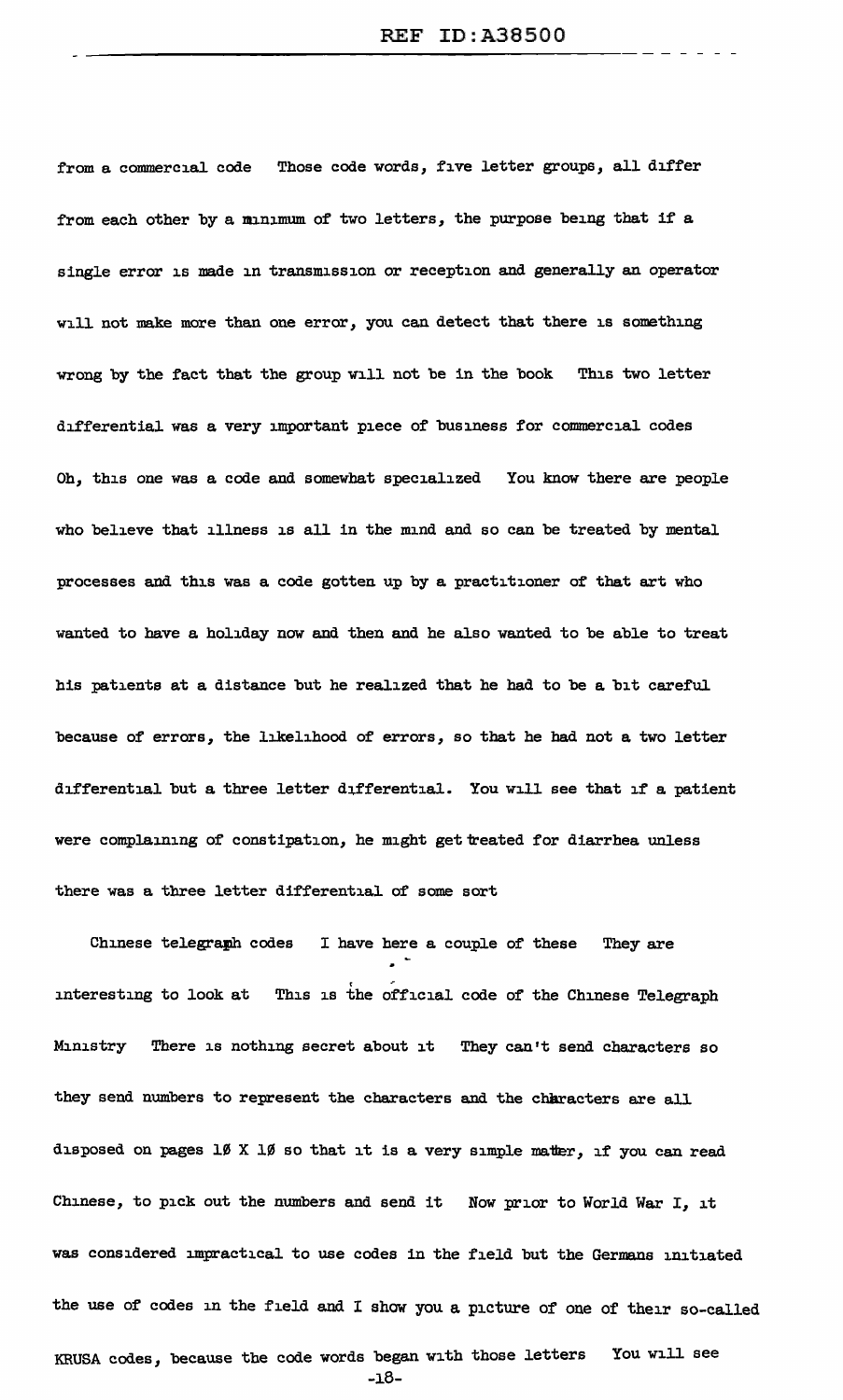from a commercial code Those code words, five letter groups, all differ from each other by a minimum of two letters, the purpose being that if a single error is made in transmission or reception and generally an operator will not make more than one error, you can detect that there is something wrong by the fact that the group will not be in the book This two letter differential was a very important piece of business for commercial codes Oh, this one was a code and somewhat specialized You know there are people who believe that illness is all in the mind and so can be treated by mental processes and this was a code gotten up by a practitioner of that art who wanted to have a holiday now and then and he also wanted to be able to treat his patients at a distance but he realized that he had to be a bit careful because of errors, the likelihood of errors, so that he had not a two letter differential but a three letter differential. You will see that if a patient were complaining of constipation, he might get treated for diarrhea unless there was a three letter differential of some sort

Chinese telegraph codes I have here a couple of these They are interesting to look at This is the official code of the Chinese Telegraph Ministry There is nothing secret about it They can't send characters so they send numbers to represent the characters and the characters are all disposed on pages 10 X 10 so that it is a very simple matter, if you can read Chinese, to pick out the numbers and send it Now prior to World War I, it was considered impractical to use codes in the field but the Germans initiated the use of codes in the field and I show you a picture of one of their so-called KRUSA codes, because the code words began with those letters You will see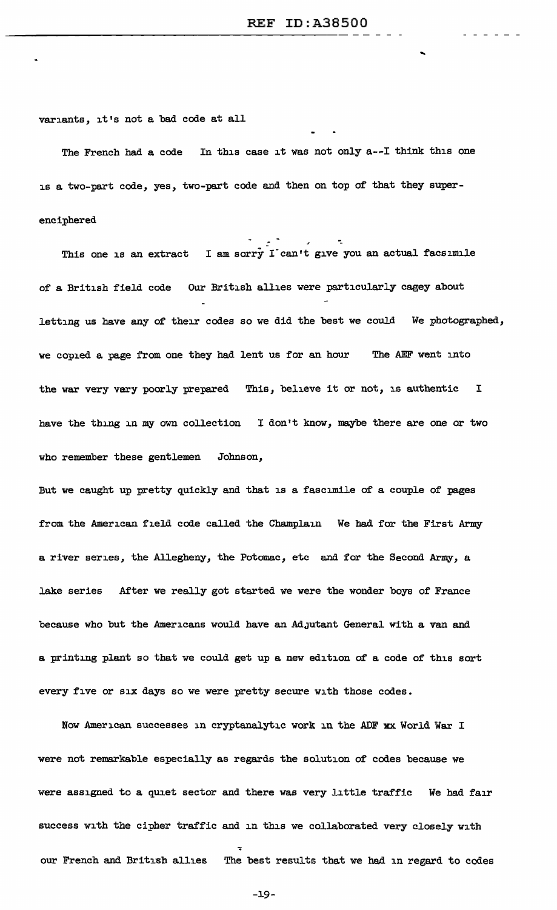variants, it's not a bad code at all

The French had a code  In this case it was not only a--I think this one is a two-part code, yes, two-part code and then on top of that they superenciphered

This one is an extract  I am sorry I can't give you an actual facsimile of a British field code  Our British allies were particularly cagey about letting us have any of their codes so we did the best we could  We photographed, we copied a page from one they had lent us for an hour  The AEF went into the war very vary poorly prepared  This, believe it or not, is authentic  I have the thing in my own collection  I don't know, maybe there are one or two who remember these gentlemen  Johnson,

But we caught up pretty quickly and that is a fascimile of a couple of pages from the American field code called the Champlain  We had for the First Army a river series, the Allegheny, the Potomac, etc  and for the Second Army, a lake series  After we really got started we were the wonder boys of France because who but the Americans would have an Adjutant General with a van and a printing plant so that we could get up a new edition of a code of this sort every five or six days so we were pretty secure with those codes.

Now American successes in cryptanalytic work in the ADF xx World War I were not remarkable especially as regards the solution of codes because we were assigned to a quiet sector and there was very little traffic  We had fair success with the cipher traffic and in this we collaborated very closely with our French and British allies  The best results that we had in regard to codes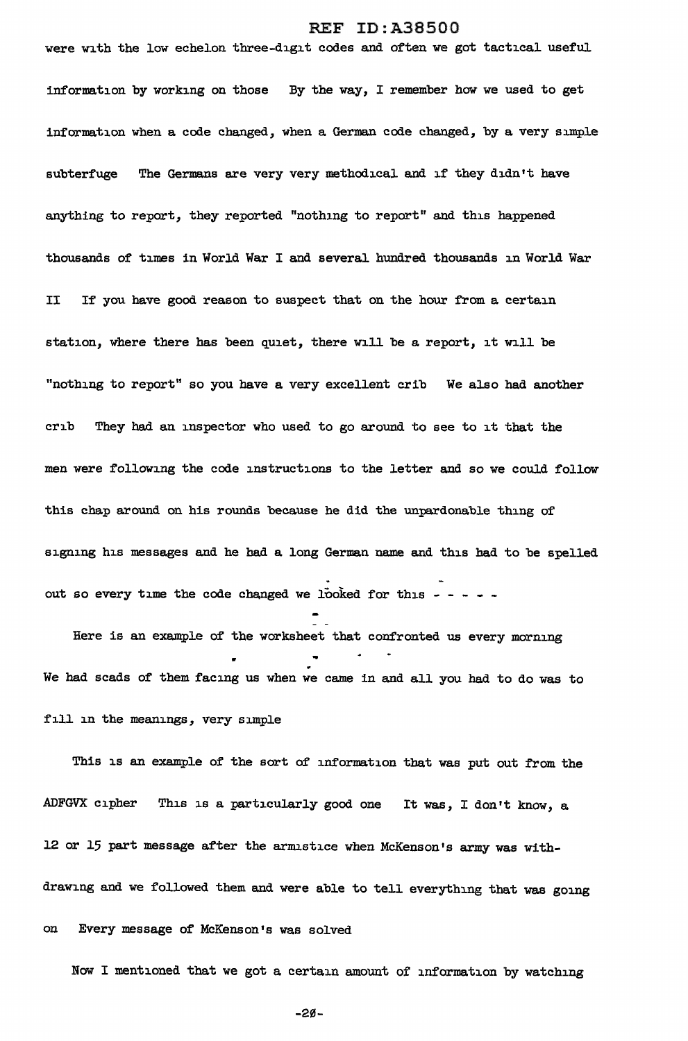were with the low echelon three-digit codes and often we got tactical useful information by working on those By the way, I remember how we used to get information when a code changed, when a German code changed, by a very simple subterfuge The Germans are very very methodical and if they didn't have anything to report, they reported "nothing to report" and this happened thousands of times in World War I and several hundred thousands in World War II If you have good reason to suspect that on the hour from a certain station, where there has been quiet, there will be a report, it will be "nothing to report" so you have a very excellent crib We also had another crib They had an inspector who used to go around to see to it that the men were following the code instructions to the letter and so we could follow this chap around on his rounds because he did the unpardonable thing of signing his messages and he had a long German name and this had to be spelled out so every time the code changed we looked for this - - - - -

Here is an example of the worksheet that confronted us every morning We had scads of them facing us when we came in and all you had to do was to fill in the meanings, very simple

This is an example of the sort of information that was put out from the ADFGVX cipher This is a particularly good one It was, I don't know, a 12 or 15 part message after the armistice when McKenson's army was withdrawing and we followed them and were able to tell everything that was going on Every message of McKenson's was solved

Now I mentioned that we got a certain amount of information by watching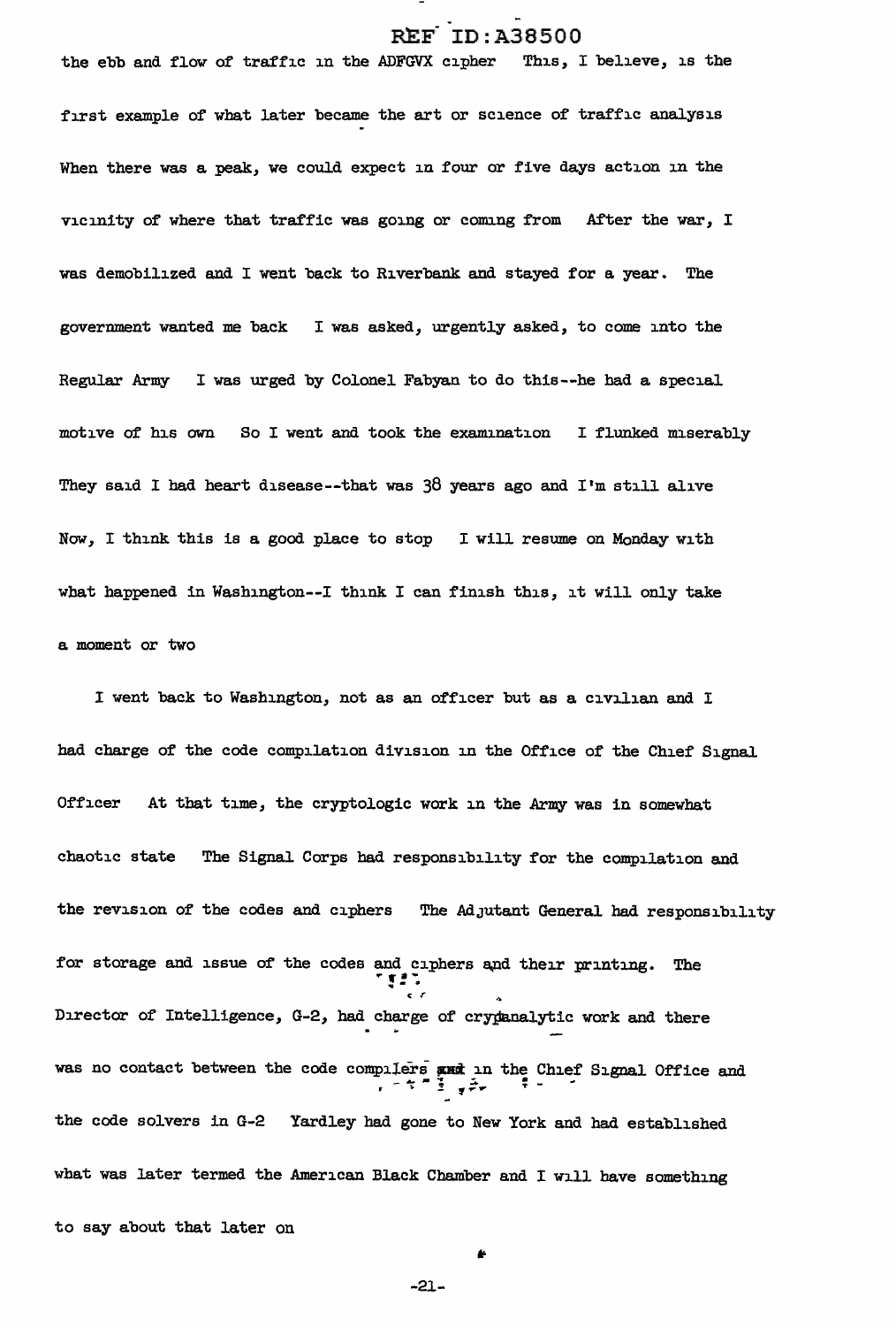the ebb and flow of traffic in the ADFGVX cipher This, I believe, is the first example of what later became the art or science of traffic analysis When there was a peak, we could expect in four or five days action in the vicinity of where that traffic was going or coming from After the war, I was demobilized and I went back to Riverbank and stayed for a year. The government wanted me back I was asked, urgently asked, to come into the Regular Army I was urged by Colonel Fabyan to do this--he had a special motive of his own So I went and took the examination I flunked miserably They said I had heart disease--that was 38 years ago and I'm still alive Now, I think this is a good place to stop I will resume on Monday with what happened in Washington--I think I can finish this, it will only take a moment or two

I went back to Washington, not as an officer but as a civilian and I had charge of the code compilation division in the Office of the Chief Signal Officer At that time, the cryptologic work in the Army was in somewhat chaotic state The Signal Corps had responsibility for the compilation and the revision of the codes and ciphers The Adjutant General had responsibility for storage and issue of the codes and ciphers and their printing. The Director of Intelligence, G-2, had charge of cryptanalytic work and there was no contact between the code compilers and in the Chief Signal Office and the code solvers in G-2 Yardley had gone to New York and had established what was later termed the American Black Chamber and I will have something to say about that later on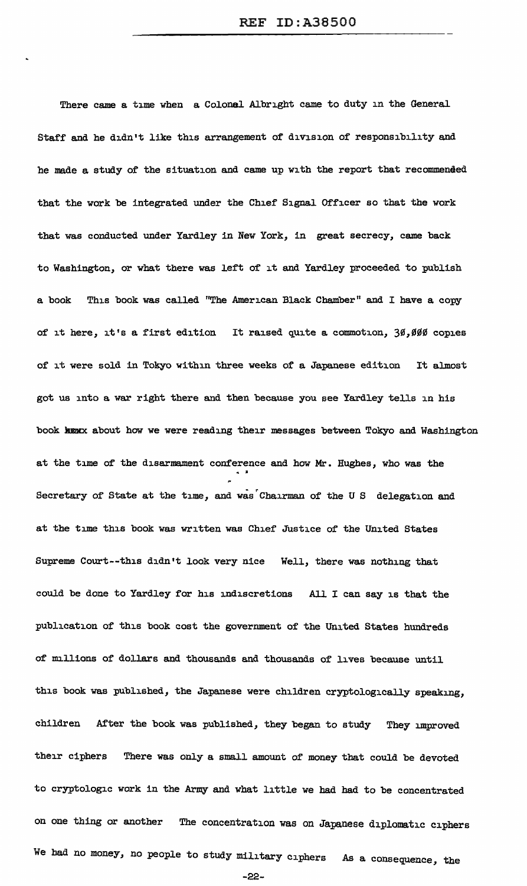There came a time when a Colonel Albright came to duty in the General Staff and he didn't like this arrangement of division of responsibility and he made a study of the situation and came up with the report that recommended that the work be integrated under the Chief Signal Officer so that the work that was conducted under Yardley in New York, in great secrecy, came back to Washington, or what there was left of it and Yardley proceeded to publish a book This book was called "The American Black Chamber" and I have a copy of it here, it's a first edition It raised quite a commotion, 30,000 copies of it were sold in Tokyo within three weeks of a Japanese edition It almost got us into a war right there and then because you see Yardley tells in his book ~~xxxx~~ about how we were reading their messages between Tokyo and Washington at the time of the disarmament conference and how Mr. Hughes, who was the Secretary of State at the time, and was Chairman of the U S delegation and at the time this book was written was Chief Justice of the United States Supreme Court--this didn't look very nice Well, there was nothing that could be done to Yardley for his indiscretions All I can say is that the publication of this book cost the government of the United States hundreds of millions of dollars and thousands and thousands of lives because until this book was published, the Japanese were children cryptologically speaking, children After the book was published, they began to study They improved their ciphers There was only a small amount of money that could be devoted to cryptologic work in the Army and what little we had had to be concentrated on one thing or another The concentration was on Japanese diplomatic ciphers We had no money, no people to study military ciphers As a consequence, the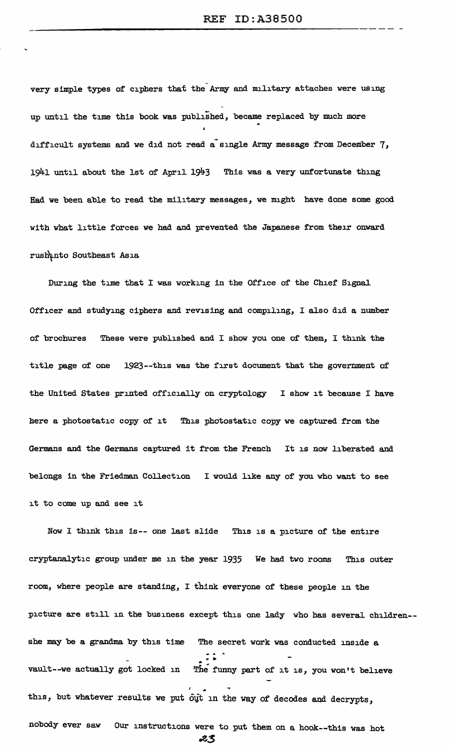very simple types of ciphers that the Army and military attaches were using up until the time this book was published, became replaced by much more difficult systems and we did not read a single Army message from December 7, 1941 until about the 1st of April 1943 This was a very unfortunate thing Had we been able to read the military messages, we might have done some good with what little forces we had and prevented the Japanese from their onward rush into Southeast Asia

During the time that I was working in the Office of the Chief Signal Officer and studying ciphers and revising and compiling, I also did a number of brochures These were published and I show you one of them, I think the title page of one 1923--this was the first document that the government of the United States printed officially on cryptology I show it because I have here a photostatic copy of it This photostatic copy we captured from the Germans and the Germans captured it from the French It is now liberated and belongs in the Friedman Collection I would like any of you who want to see it to come up and see it

Now I think this is-- one last slide This is a picture of the entire cryptanalytic group under me in the year 1935 We had two rooms This outer room, where people are standing, I think everyone of these people in the picture are still in the business except this one lady who has several children--she may be a grandma by this time The secret work was conducted inside a vault--we actually got locked in The funny part of it is, you won't believe this, but whatever results we put out in the way of decodes and decrypts, nobody ever saw Our instructions were to put them on a hook--this was hot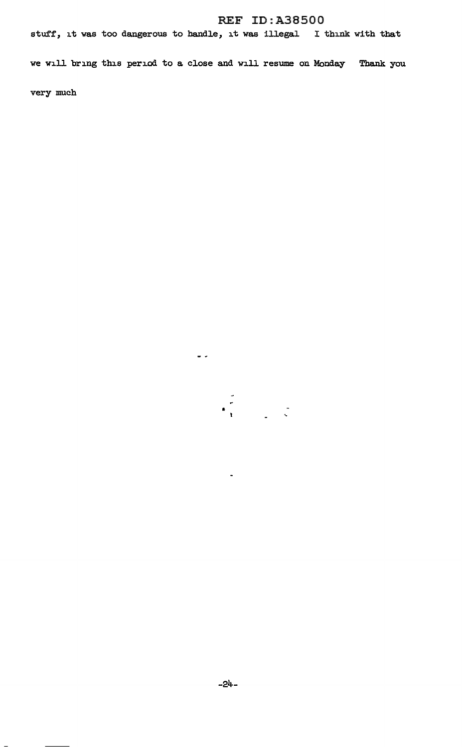stuff, it was too dangerous to handle, it was illegal I think with that we will bring this period to a close and will resume on Monday Thank you very much